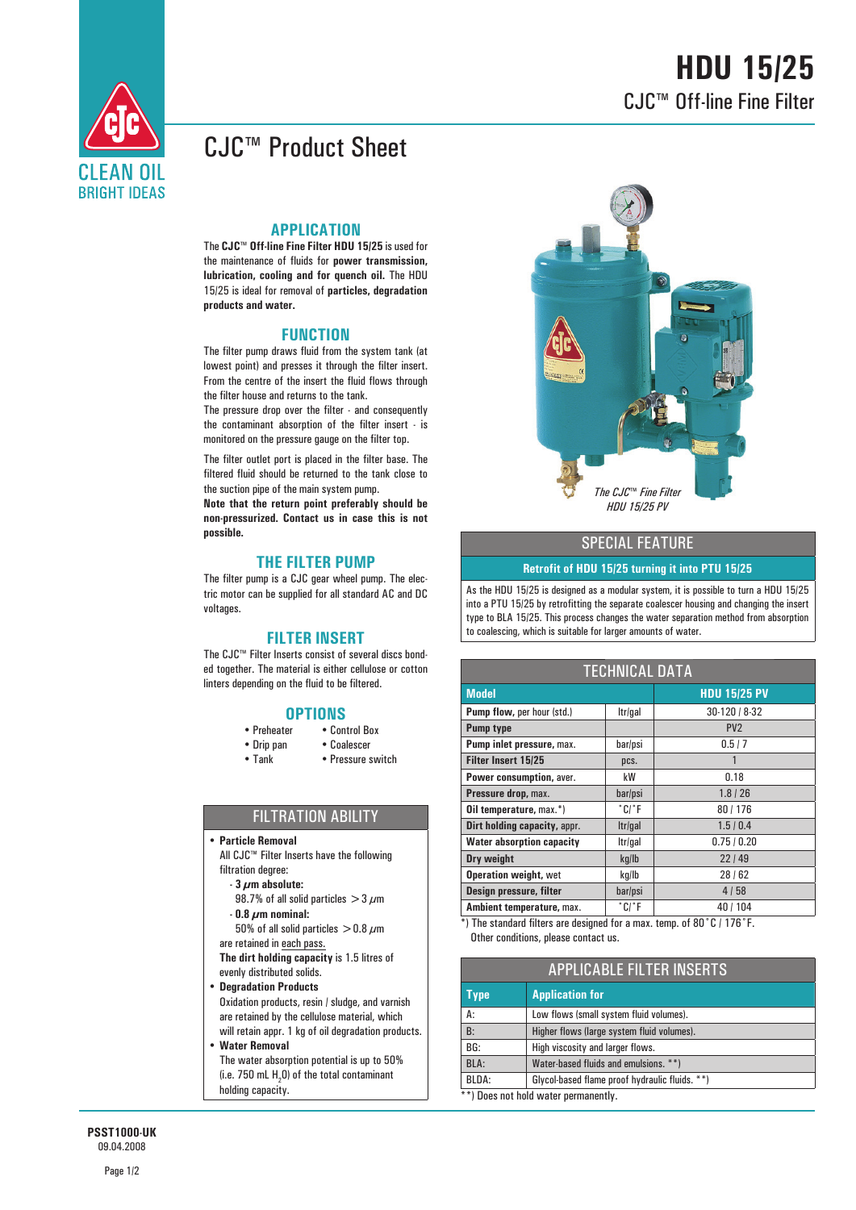# HDU 15/25

CJC™ Off-line Fine Filter

CLEAN OIL
BRIGHT IDEAS

# CJC™ Product Sheet

## APPLICATION

The **CJC™ Off-line Fine Filter HDU 15/25** is used for the maintenance of fluids for **power transmission, lubrication, cooling and for quench oil.** The HDU 15/25 is ideal for removal of **particles, degradation products and water.**

## FUNCTION

The filter pump draws fluid from the system tank (at lowest point) and presses it through the filter insert. From the centre of the insert the fluid flows through the filter house and returns to the tank.

The pressure drop over the filter - and consequently the contaminant absorption of the filter insert - is monitored on the pressure gauge on the filter top.

The filter outlet port is placed in the filter base. The filtered fluid should be returned to the tank close to the suction pipe of the main system pump.

**Note that the return point preferably should be non-pressurized. Contact us in case this is not possible.**

## THE FILTER PUMP

The filter pump is a CJC gear wheel pump. The electric motor can be supplied for all standard AC and DC voltages.

## FILTER INSERT

The CJC™ Filter Inserts consist of several discs bonded together. The material is either cellulose or cotton linters depending on the fluid to be filtered.

## OPTIONS

- Preheater
- Drip pan
- Tank
- Control Box
- Coalescer
- Pressure switch

## FILTRATION ABILITY

- **Particle Removal**
  All CJC™ Filter Inserts have the following filtration degree:
  - **3 $\mu$m absolute:**
    98.7% of all solid particles $> 3\ \mu$m
  - **0.8 $\mu$m nominal:**
    50% of all solid particles $> 0.8\ \mu$m

  are retained in each pass.
  **The dirt holding capacity** is 1.5 litres of evenly distributed solids.
- **Degradation Products**
  Oxidation products, resin / sludge, and varnish are retained by the cellulose material, which will retain appr. 1 kg of oil degradation products.
- **Water Removal**
  The water absorption potential is up to 50% (i.e. 750 mL $H_2O$) of the total contaminant holding capacity.

*The CJC™ Fine Filter HDU 15/25 PV*

## SPECIAL FEATURE

**Retrofit of HDU 15/25 turning it into PTU 15/25**

As the HDU 15/25 is designed as a modular system, it is possible to turn a HDU 15/25 into a PTU 15/25 by retrofitting the separate coalescer housing and changing the insert type to BLA 15/25. This process changes the water separation method from absorption to coalescing, which is suitable for larger amounts of water.

## TECHNICAL DATA

| Model | | HDU 15/25 PV |
|---|---|---|
| **Pump flow**, per hour (std.) | ltr/gal | 30-120 / 8-32 |
| **Pump type** | | PV2 |
| **Pump inlet pressure**, max. | bar/psi | 0.5 / 7 |
| **Filter Insert 15/25** | pcs. | 1 |
| **Power consumption**, aver. | kW | 0.18 |
| **Pressure drop**, max. | bar/psi | 1.8 / 26 |
| **Oil temperature**, max.*) | °C/°F | 80 / 176 |
| **Dirt holding capacity**, appr. | ltr/gal | 1.5 / 0.4 |
| **Water absorption capacity** | ltr/gal | 0.75 / 0.20 |
| **Dry weight** | kg/lb | 22 / 49 |
| **Operation weight**, wet | kg/lb | 28 / 62 |
| **Design pressure, filter** | bar/psi | 4 / 58 |
| **Ambient temperature**, max. | °C/°F | 40 / 104 |

*) The standard filters are designed for a max. temp. of 80°C / 176°F. Other conditions, please contact us.

## APPLICABLE FILTER INSERTS

| Type | Application for |
|---|---|
| A: | Low flows (small system fluid volumes). |
| B: | Higher flows (large system fluid volumes). |
| BG: | High viscosity and larger flows. |
| BLA: | Water-based fluids and emulsions. **) |
| BLDA: | Glycol-based flame proof hydraulic fluids. **) |

**) Does not hold water permanently.

**PSST1000-UK**
09.04.2008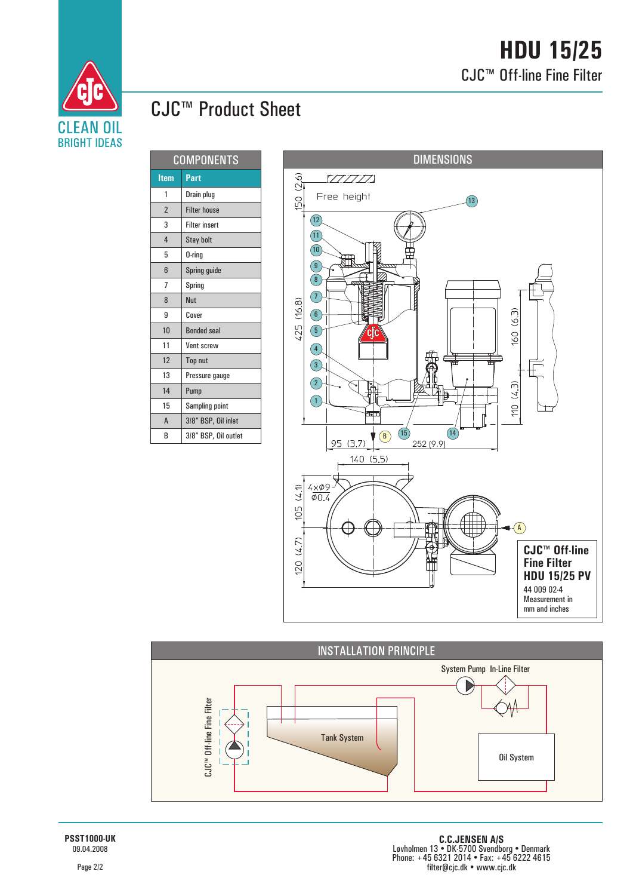# HDU 15/25

CJC™ Off-line Fine Filter

CLEAN OIL
BRIGHT IDEAS

## CJC™ Product Sheet

### COMPONENTS

| Item | Part |
|---|---|
| 1 | Drain plug |
| 2 | Filter house |
| 3 | Filter insert |
| 4 | Stay bolt |
| 5 | O-ring |
| 6 | Spring guide |
| 7 | Spring |
| 8 | Nut |
| 9 | Cover |
| 10 | Bonded seal |
| 11 | Vent screw |
| 12 | Top nut |
| 13 | Pressure gauge |
| 14 | Pump |
| 15 | Sampling point |
| A | 3/8" BSP, Oil inlet |
| B | 3/8" BSP, Oil outlet |

### DIMENSIONS

150 (2.6)
Free height
425 (16.8)
160 (6.3)
110 (4.3)
95 (3.7)
252 (9.9)
140 (5.5)
4xØ9
Ø0.4
105 (4.1)
120 (4.7)

**CJC™ Off-line Fine Filter HDU 15/25 PV**
44 009 02-4
Measurement in mm and inches

### INSTALLATION PRINCIPLE

System Pump
In-Line Filter
CJC™ Off-line Fine Filter
Tank System
Oil System

PSST1000-UK
09.04.2008

**C.C.JENSEN A/S**
Løvholmen 13 • DK-5700 Svendborg • Denmark
Phone: +45 6321 2014 • Fax: +45 6222 4615
filter@cjc.dk • www.cjc.dk